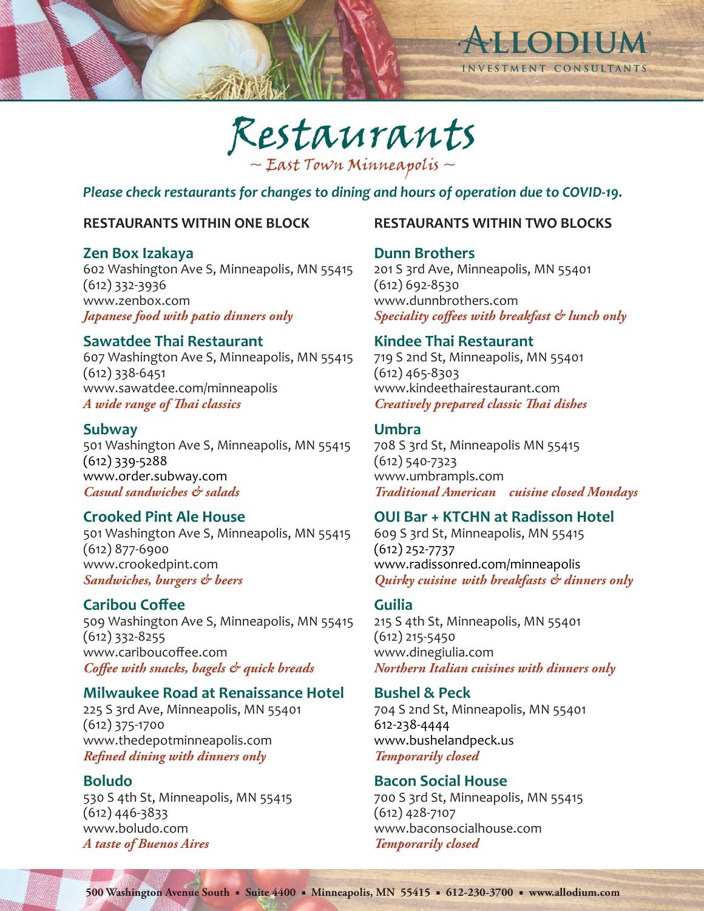# Restaurants

~ East Town Minneapolis ~

*Please check restaurants for changes to dining and hours of operation due to COVID-19.*

## RESTAURANTS WITHIN ONE BLOCK

### Zen Box Izakaya
602 Washington Ave S, Minneapolis, MN 55415
(612) 332-3936
www.zenbox.com
*Japanese food with patio dinners only*

### Sawatdee Thai Restaurant
607 Washington Ave S, Minneapolis, MN 55415
(612) 338-6451
www.sawatdee.com/minneapolis
*A wide range of Thai classics*

### Subway
501 Washington Ave S, Minneapolis, MN 55415
(612) 339-5288
www.order.subway.com
*Casual sandwiches & salads*

### Crooked Pint Ale House
501 Washington Ave S, Minneapolis, MN 55415
(612) 877-6900
www.crookedpint.com
*Sandwiches, burgers & beers*

### Caribou Coffee
509 Washington Ave S, Minneapolis, MN 55415
(612) 332-8255
www.cariboucoffee.com
*Coffee with snacks, bagels & quick breads*

### Milwaukee Road at Renaissance Hotel
225 S 3rd Ave, Minneapolis, MN 55401
(612) 375-1700
www.thedepotminneapolis.com
*Refined dining with dinners only*

### Boludo
530 S 4th St, Minneapolis, MN 55415
(612) 446-3833
www.boludo.com
*A taste of Buenos Aires*

## RESTAURANTS WITHIN TWO BLOCKS

### Dunn Brothers
201 S 3rd Ave, Minneapolis, MN 55401
(612) 692-8530
www.dunnbrothers.com
*Speciality coffees with breakfast & lunch only*

### Kindee Thai Restaurant
719 S 2nd St, Minneapolis, MN 55401
(612) 465-8303
www.kindeethairestaurant.com
*Creatively prepared classic Thai dishes*

### Umbra
708 S 3rd St, Minneapolis MN 55415
(612) 540-7323
www.umbrampls.com
*Traditional American cuisine closed Mondays*

### OUI Bar + KTCHN at Radisson Hotel
609 S 3rd St, Minneapolis, MN 55415
(612) 252-7737
www.radissonred.com/minneapolis
*Quirky cuisine with breakfasts & dinners only*

### Guilia
215 S 4th St, Minneapolis, MN 55401
(612) 215-5450
www.dinegiulia.com
*Northern Italian cuisines with dinners only*

### Bushel & Peck
704 S 2nd St, Minneapolis, MN 55401
612-238-4444
www.bushelandpeck.us
*Temporarily closed*

### Bacon Social House
700 S 3rd St, Minneapolis, MN 55415
(612) 428-7107
www.baconsocialhouse.com
*Temporarily closed*

500 Washington Avenue South ▪ Suite 4400 ▪ Minneapolis, MN 55415 ▪ 612-230-3700 ▪ www.allodium.com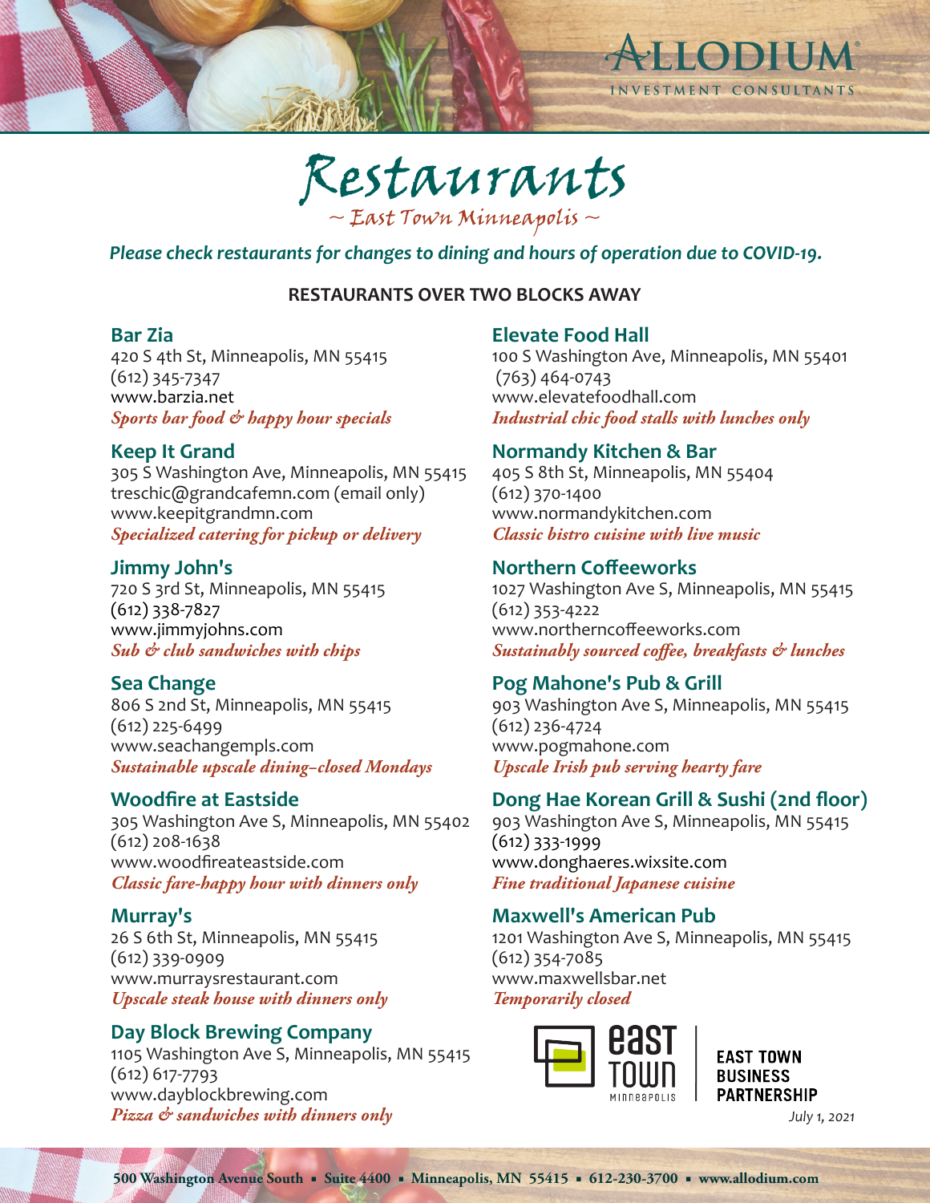ALLODIUM® INVESTMENT CONSULTANTS

# Restaurants

~ East Town Minneapolis ~

***Please check restaurants for changes to dining and hours of operation due to COVID-19.***

## RESTAURANTS OVER TWO BLOCKS AWAY

### Bar Zia
420 S 4th St, Minneapolis, MN 55415
(612) 345-7347
www.barzia.net
*Sports bar food & happy hour specials*

### Keep It Grand
305 S Washington Ave, Minneapolis, MN 55415
treschic@grandcafemn.com (email only)
www.keepitgrandmn.com
*Specialized catering for pickup or delivery*

### Jimmy John's
720 S 3rd St, Minneapolis, MN 55415
(612) 338-7827
www.jimmyjohns.com
*Sub & club sandwiches with chips*

### Sea Change
806 S 2nd St, Minneapolis, MN 55415
(612) 225-6499
www.seachangempls.com
*Sustainable upscale dining–closed Mondays*

### Woodfire at Eastside
305 Washington Ave S, Minneapolis, MN 55402
(612) 208-1638
www.woodfireateastside.com
*Classic fare-happy hour with dinners only*

### Murray's
26 S 6th St, Minneapolis, MN 55415
(612) 339-0909
www.murraysrestaurant.com
*Upscale steak house with dinners only*

### Day Block Brewing Company
1105 Washington Ave S, Minneapolis, MN 55415
(612) 617-7793
www.dayblockbrewing.com
*Pizza & sandwiches with dinners only*

### Elevate Food Hall
100 S Washington Ave, Minneapolis, MN 55401
(763) 464-0743
www.elevatefoodhall.com
*Industrial chic food stalls with lunches only*

### Normandy Kitchen & Bar
405 S 8th St, Minneapolis, MN 55404
(612) 370-1400
www.normandykitchen.com
*Classic bistro cuisine with live music*

### Northern Coffeeworks
1027 Washington Ave S, Minneapolis, MN 55415
(612) 353-4222
www.northerncoffeeworks.com
*Sustainably sourced coffee, breakfasts & lunches*

### Pog Mahone's Pub & Grill
903 Washington Ave S, Minneapolis, MN 55415
(612) 236-4724
www.pogmahone.com
*Upscale Irish pub serving hearty fare*

### Dong Hae Korean Grill & Sushi (2nd floor)
903 Washington Ave S, Minneapolis, MN 55415
(612) 333-1999
www.donghaeres.wixsite.com
*Fine traditional Japanese cuisine*

### Maxwell's American Pub
1201 Washington Ave S, Minneapolis, MN 55415
(612) 354-7085
www.maxwellsbar.net
*Temporarily closed*

east town MINNEAPOLIS | EAST TOWN BUSINESS PARTNERSHIP

*July 1, 2021*

500 Washington Avenue South ▪ Suite 4400 ▪ Minneapolis, MN 55415 ▪ 612-230-3700 ▪ www.allodium.com